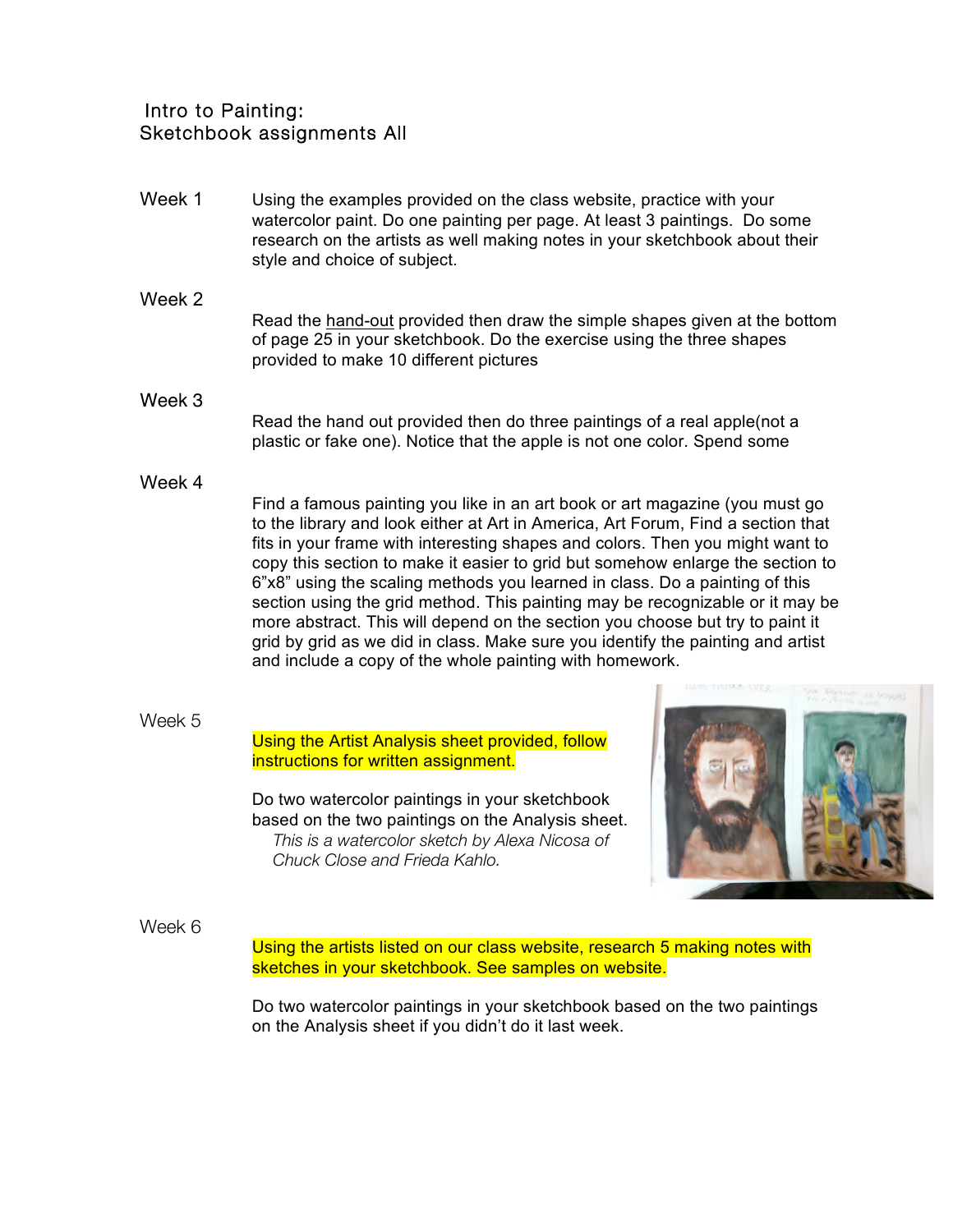# Intro to Painting:
## Sketchbook assignments All

**Week 1**

Using the examples provided on the class website, practice with your watercolor paint. Do one painting per page. At least 3 paintings. Do some research on the artists as well making notes in your sketchbook about their style and choice of subject.

**Week 2**

Read the hand-out provided then draw the simple shapes given at the bottom of page 25 in your sketchbook. Do the exercise using the three shapes provided to make 10 different pictures

**Week 3**

Read the hand out provided then do three paintings of a real apple(not a plastic or fake one). Notice that the apple is not one color. Spend some

**Week 4**

Find a famous painting you like in an art book or art magazine (you must go to the library and look either at Art in America, Art Forum, Find a section that fits in your frame with interesting shapes and colors. Then you might want to copy this section to make it easier to grid but somehow enlarge the section to 6"x8" using the scaling methods you learned in class. Do a painting of this section using the grid method. This painting may be recognizable or it may be more abstract. This will depend on the section you choose but try to paint it grid by grid as we did in class. Make sure you identify the painting and artist and include a copy of the whole painting with homework.

**Week 5**

Using the Artist Analysis sheet provided, follow instructions for written assignment.

Do two watercolor paintings in your sketchbook based on the two paintings on the Analysis sheet.

*This is a watercolor sketch by Alexa Nicosa of Chuck Close and Frieda Kahlo.*

**Week 6**

Using the artists listed on our class website, research 5 making notes with sketches in your sketchbook. See samples on website.

Do two watercolor paintings in your sketchbook based on the two paintings on the Analysis sheet if you didn't do it last week.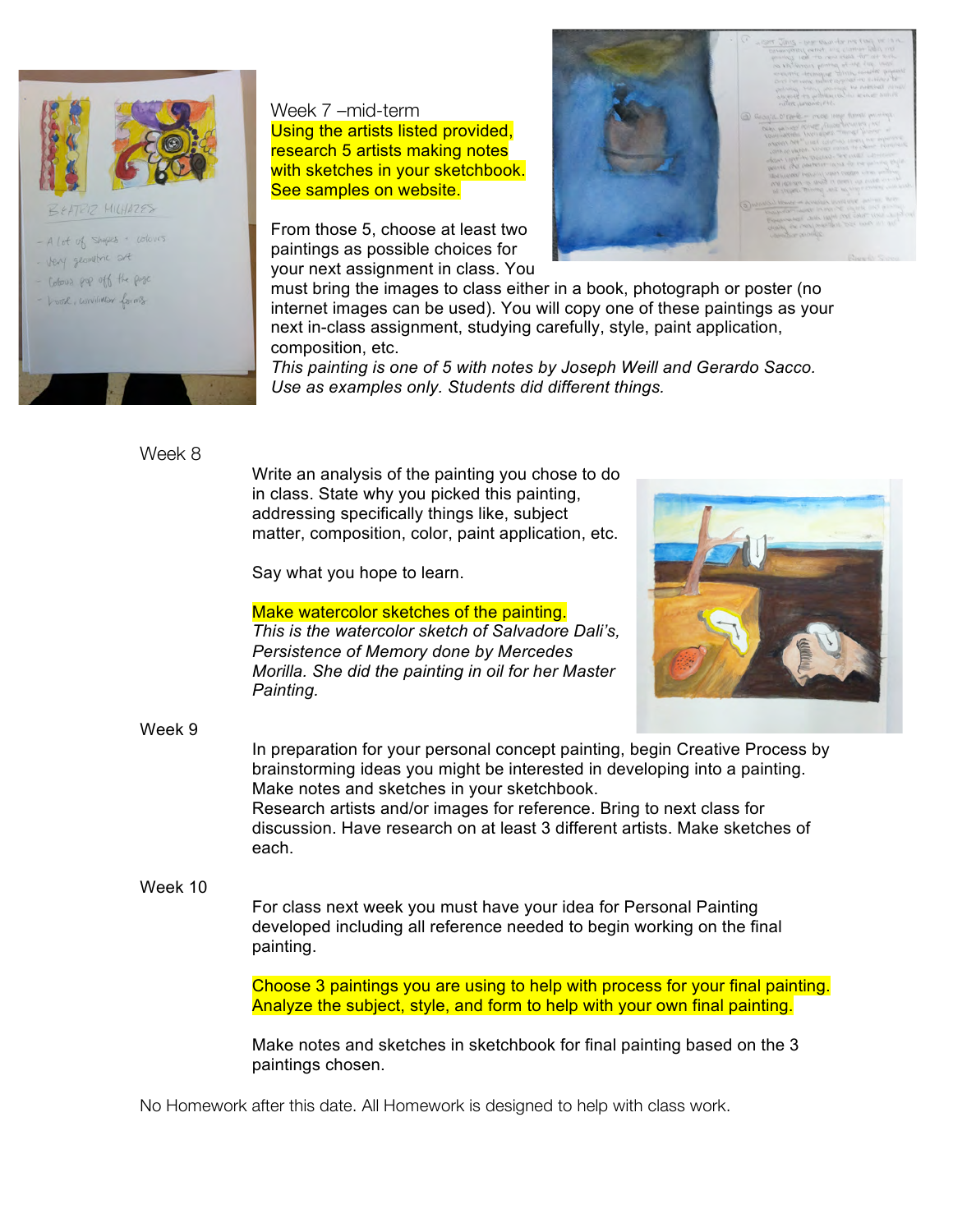Week 7 –mid-term

Using the artists listed provided, research 5 artists making notes with sketches in your sketchbook. See samples on website.

From those 5, choose at least two paintings as possible choices for your next assignment in class. You must bring the images to class either in a book, photograph or poster (no internet images can be used). You will copy one of these paintings as your next in-class assignment, studying carefully, style, paint application, composition, etc.

*This painting is one of 5 with notes by Joseph Weill and Gerardo Sacco. Use as examples only. Students did different things.*

Week 8

Write an analysis of the painting you chose to do in class. State why you picked this painting, addressing specifically things like, subject matter, composition, color, paint application, etc.

Say what you hope to learn.

Make watercolor sketches of the painting.

*This is the watercolor sketch of Salvadore Dali's, Persistence of Memory done by Mercedes Morilla. She did the painting in oil for her Master Painting.*

Week 9

In preparation for your personal concept painting, begin Creative Process by brainstorming ideas you might be interested in developing into a painting. Make notes and sketches in your sketchbook.

Research artists and/or images for reference. Bring to next class for discussion. Have research on at least 3 different artists. Make sketches of each.

Week 10

For class next week you must have your idea for Personal Painting developed including all reference needed to begin working on the final painting.

Choose 3 paintings you are using to help with process for your final painting. Analyze the subject, style, and form to help with your own final painting.

Make notes and sketches in sketchbook for final painting based on the 3 paintings chosen.

No Homework after this date. All Homework is designed to help with class work.